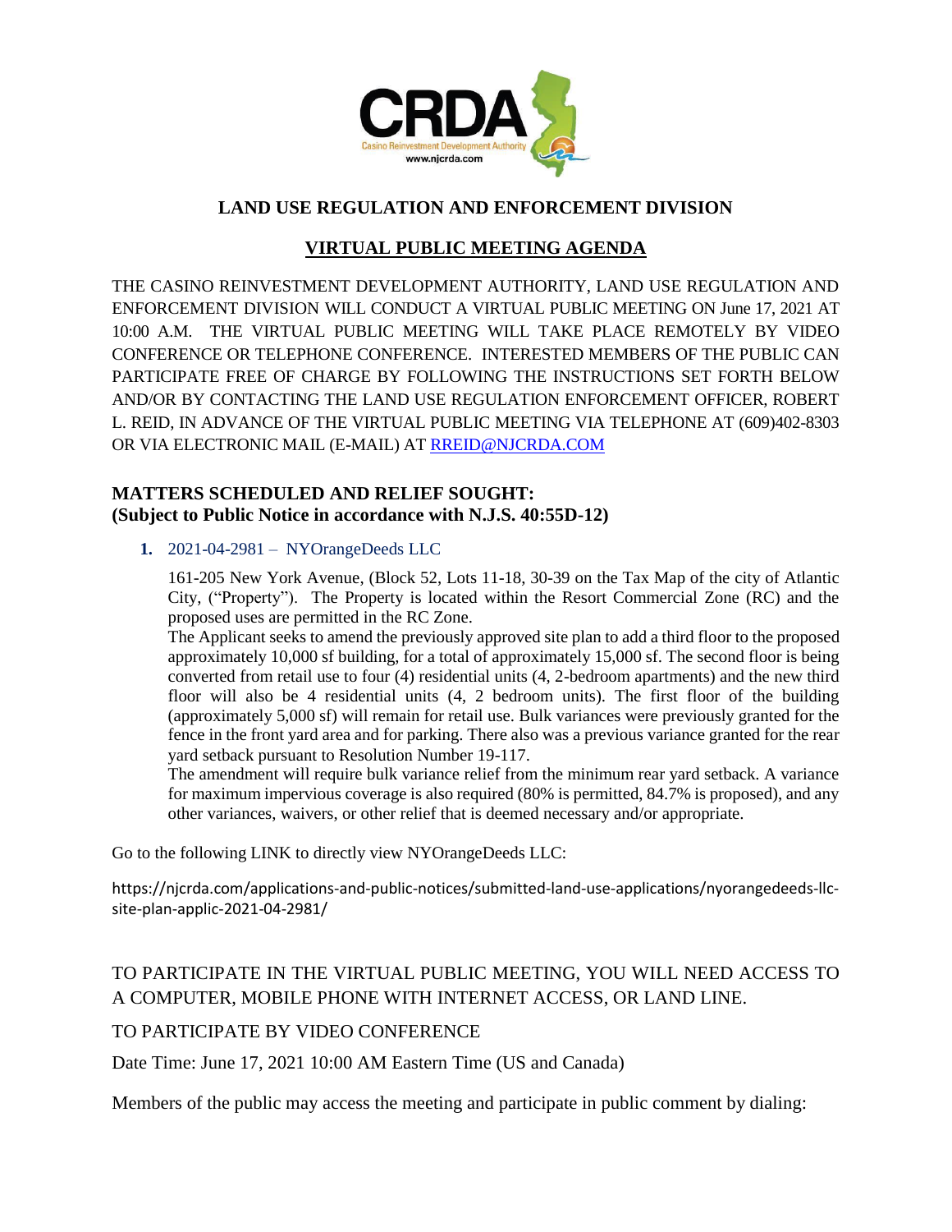CRDA
Casino Reinvestment Development Authority
www.njcrda.com

## LAND USE REGULATION AND ENFORCEMENT DIVISION

## VIRTUAL PUBLIC MEETING AGENDA

THE CASINO REINVESTMENT DEVELOPMENT AUTHORITY, LAND USE REGULATION AND ENFORCEMENT DIVISION WILL CONDUCT A VIRTUAL PUBLIC MEETING ON June 17, 2021 AT 10:00 A.M. THE VIRTUAL PUBLIC MEETING WILL TAKE PLACE REMOTELY BY VIDEO CONFERENCE OR TELEPHONE CONFERENCE. INTERESTED MEMBERS OF THE PUBLIC CAN PARTICIPATE FREE OF CHARGE BY FOLLOWING THE INSTRUCTIONS SET FORTH BELOW AND/OR BY CONTACTING THE LAND USE REGULATION ENFORCEMENT OFFICER, ROBERT L. REID, IN ADVANCE OF THE VIRTUAL PUBLIC MEETING VIA TELEPHONE AT (609)402-8303 OR VIA ELECTRONIC MAIL (E-MAIL) AT RREID@NJCRDA.COM

### MATTERS SCHEDULED AND RELIEF SOUGHT:
### (Subject to Public Notice in accordance with N.J.S. 40:55D-12)

**1.** 2021-04-2981 – NYOrangeDeeds LLC

161-205 New York Avenue, (Block 52, Lots 11-18, 30-39 on the Tax Map of the city of Atlantic City, ("Property"). The Property is located within the Resort Commercial Zone (RC) and the proposed uses are permitted in the RC Zone.

The Applicant seeks to amend the previously approved site plan to add a third floor to the proposed approximately 10,000 sf building, for a total of approximately 15,000 sf. The second floor is being converted from retail use to four (4) residential units (4, 2-bedroom apartments) and the new third floor will also be 4 residential units (4, 2 bedroom units). The first floor of the building (approximately 5,000 sf) will remain for retail use. Bulk variances were previously granted for the fence in the front yard area and for parking. There also was a previous variance granted for the rear yard setback pursuant to Resolution Number 19-117.

The amendment will require bulk variance relief from the minimum rear yard setback. A variance for maximum impervious coverage is also required (80% is permitted, 84.7% is proposed), and any other variances, waivers, or other relief that is deemed necessary and/or appropriate.

Go to the following LINK to directly view NYOrangeDeeds LLC:

https://njcrda.com/applications-and-public-notices/submitted-land-use-applications/nyorangedeeds-llc-site-plan-applic-2021-04-2981/

TO PARTICIPATE IN THE VIRTUAL PUBLIC MEETING, YOU WILL NEED ACCESS TO A COMPUTER, MOBILE PHONE WITH INTERNET ACCESS, OR LAND LINE.

TO PARTICIPATE BY VIDEO CONFERENCE

Date Time: June 17, 2021 10:00 AM Eastern Time (US and Canada)

Members of the public may access the meeting and participate in public comment by dialing: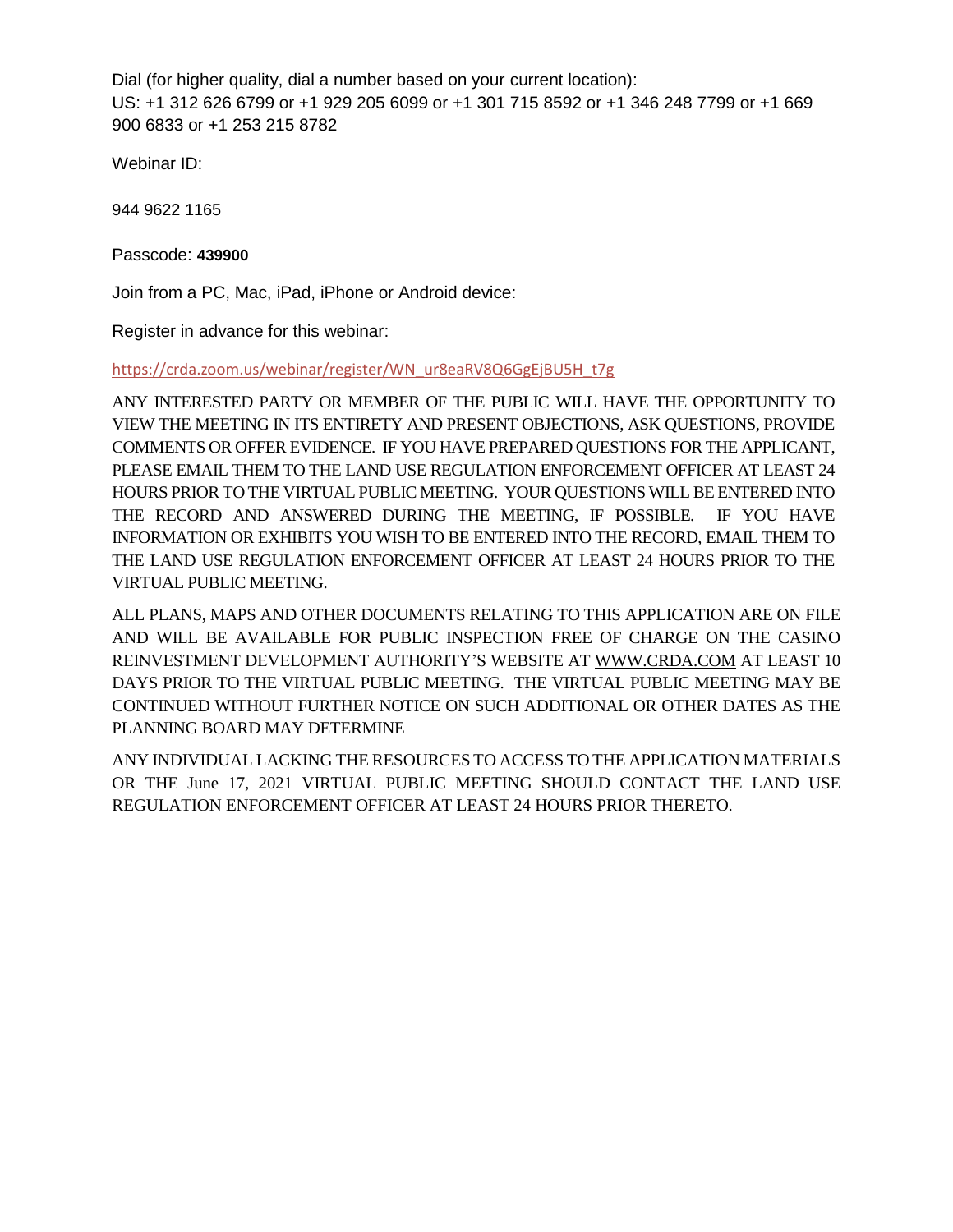Dial (for higher quality, dial a number based on your current location):
US: +1 312 626 6799 or +1 929 205 6099 or +1 301 715 8592 or +1 346 248 7799 or +1 669 900 6833 or +1 253 215 8782

Webinar ID:

944 9622 1165

Passcode: **439900**

Join from a PC, Mac, iPad, iPhone or Android device:

Register in advance for this webinar:

https://crda.zoom.us/webinar/register/WN_ur8eaRV8Q6GgEjBU5H_t7g

ANY INTERESTED PARTY OR MEMBER OF THE PUBLIC WILL HAVE THE OPPORTUNITY TO VIEW THE MEETING IN ITS ENTIRETY AND PRESENT OBJECTIONS, ASK QUESTIONS, PROVIDE COMMENTS OR OFFER EVIDENCE. IF YOU HAVE PREPARED QUESTIONS FOR THE APPLICANT, PLEASE EMAIL THEM TO THE LAND USE REGULATION ENFORCEMENT OFFICER AT LEAST 24 HOURS PRIOR TO THE VIRTUAL PUBLIC MEETING. YOUR QUESTIONS WILL BE ENTERED INTO THE RECORD AND ANSWERED DURING THE MEETING, IF POSSIBLE. IF YOU HAVE INFORMATION OR EXHIBITS YOU WISH TO BE ENTERED INTO THE RECORD, EMAIL THEM TO THE LAND USE REGULATION ENFORCEMENT OFFICER AT LEAST 24 HOURS PRIOR TO THE VIRTUAL PUBLIC MEETING.

ALL PLANS, MAPS AND OTHER DOCUMENTS RELATING TO THIS APPLICATION ARE ON FILE AND WILL BE AVAILABLE FOR PUBLIC INSPECTION FREE OF CHARGE ON THE CASINO REINVESTMENT DEVELOPMENT AUTHORITY'S WEBSITE AT WWW.CRDA.COM AT LEAST 10 DAYS PRIOR TO THE VIRTUAL PUBLIC MEETING. THE VIRTUAL PUBLIC MEETING MAY BE CONTINUED WITHOUT FURTHER NOTICE ON SUCH ADDITIONAL OR OTHER DATES AS THE PLANNING BOARD MAY DETERMINE

ANY INDIVIDUAL LACKING THE RESOURCES TO ACCESS TO THE APPLICATION MATERIALS OR THE June 17, 2021 VIRTUAL PUBLIC MEETING SHOULD CONTACT THE LAND USE REGULATION ENFORCEMENT OFFICER AT LEAST 24 HOURS PRIOR THERETO.